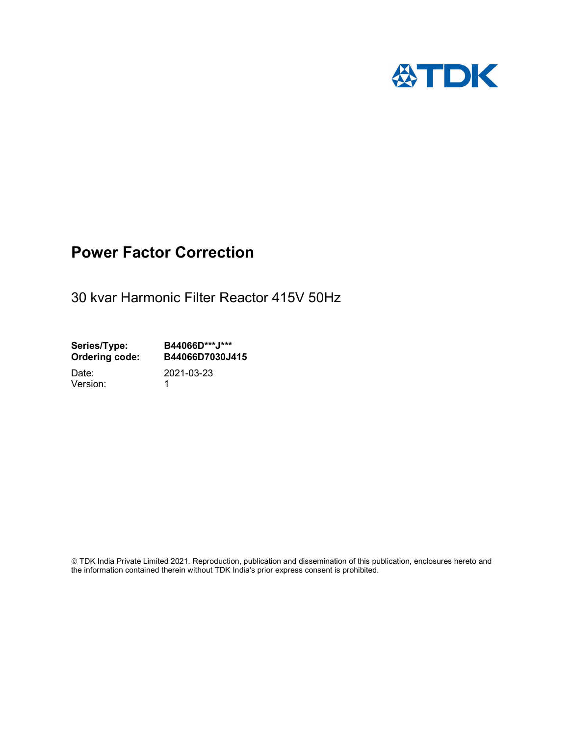TDK

# Power Factor Correction

30 kvar Harmonic Filter Reactor 415V 50Hz

**Series/Type:** **B44066D***J*****
**Ordering code:** **B44066D7030J415**

Date: 2021-03-23
Version: 1

© TDK India Private Limited 2021. Reproduction, publication and dissemination of this publication, enclosures hereto and the information contained therein without TDK India's prior express consent is prohibited.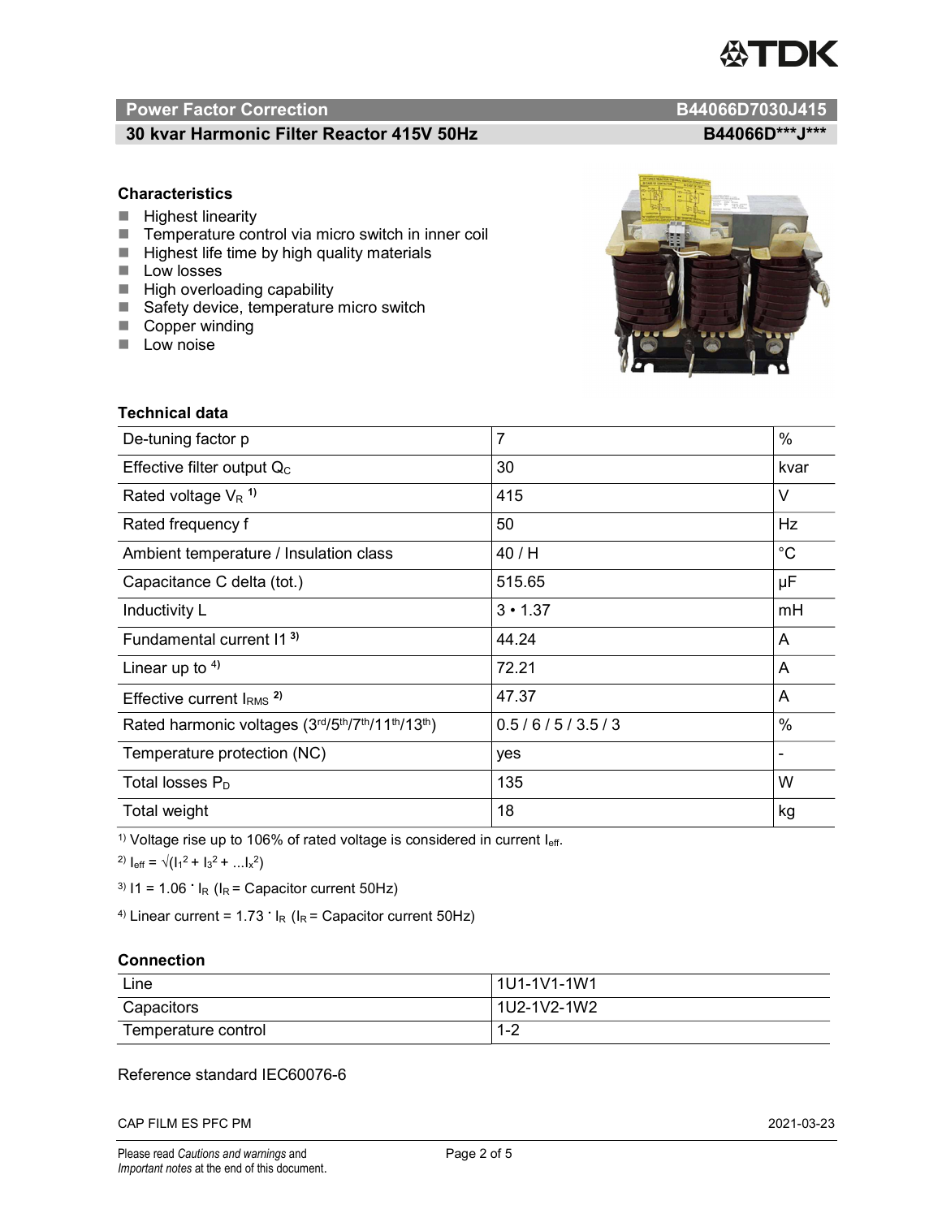## Power Factor Correction — B44066D7030J415

### 30 kvar Harmonic Filter Reactor 415V 50Hz — B44066D***J***

### Characteristics

- Highest linearity
- Temperature control via micro switch in inner coil
- Highest life time by high quality materials
- Low losses
- High overloading capability
- Safety device, temperature micro switch
- Copper winding
- Low noise

### Technical data

| | | |
|---|---|---|
| De-tuning factor p | 7 | % |
| Effective filter output $Q_C$ | 30 | kvar |
| Rated voltage $V_R$ [1] | 415 | V |
| Rated frequency f | 50 | Hz |
| Ambient temperature / Insulation class | 40 / H | °C |
| Capacitance C delta (tot.) | 515.65 | µF |
| Inductivity L | 3 • 1.37 | mH |
| Fundamental current I1 [3] | 44.24 | A |
| Linear up to [4] | 72.21 | A |
| Effective current $I_{RMS}$ [2] | 47.37 | A |
| Rated harmonic voltages (3rd/5th/7th/11th/13th) | 0.5 / 6 / 5 / 3.5 / 3 | % |
| Temperature protection (NC) | yes | - |
| Total losses $P_D$ | 135 | W |
| Total weight | 18 | kg |

[1] Voltage rise up to 106% of rated voltage is considered in current $I_{eff}$.

[2] $I_{eff} = \sqrt{(I_1^2 + I_3^2 + ...I_x^2)}$

[3] $I1 = 1.06 \cdot I_R$ ($I_R$ = Capacitor current 50Hz)

[4] Linear current = $1.73 \cdot I_R$ ($I_R$ = Capacitor current 50Hz)

### Connection

| | |
|---|---|
| Line | 1U1-1V1-1W1 |
| Capacitors | 1U2-1V2-1W2 |
| Temperature control | 1-2 |

Reference standard IEC60076-6

CAP FILM ES PFC PM 2021-03-23

Please read *Cautions and warnings* and *Important notes* at the end of this document.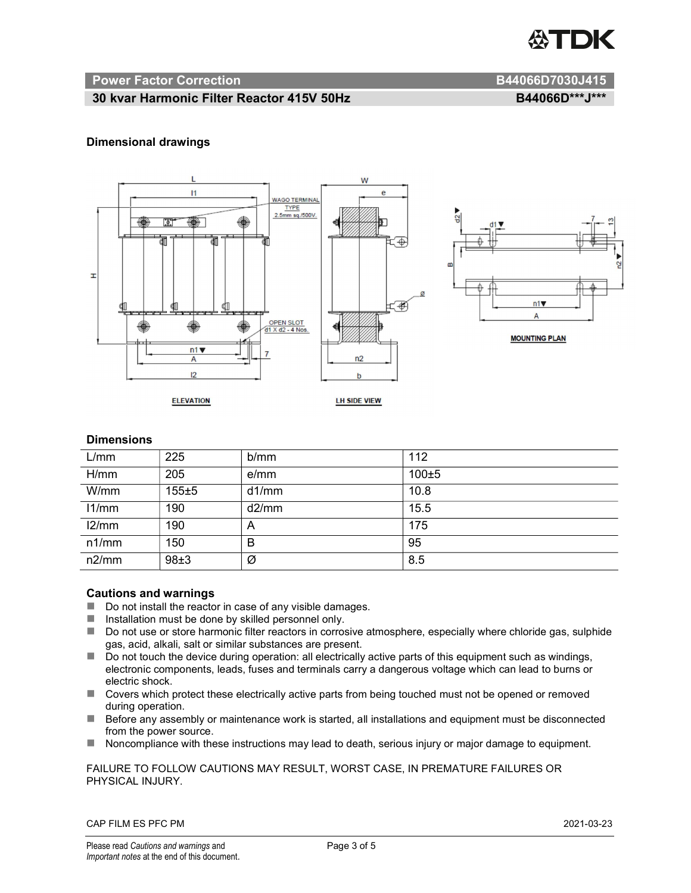**Power Factor Correction** B44066D7030J415

**30 kvar Harmonic Filter Reactor 415V 50Hz** B44066D***J***

### Dimensional drawings

### Dimensions

| L/mm | 225 | b/mm | 112 |
|---|---|---|---|
| H/mm | 205 | e/mm | 100±5 |
| W/mm | 155±5 | d1/mm | 10.8 |
| l1/mm | 190 | d2/mm | 15.5 |
| l2/mm | 190 | A | 175 |
| n1/mm | 150 | B | 95 |
| n2/mm | 98±3 | Ø | 8.5 |

### Cautions and warnings

- Do not install the reactor in case of any visible damages.
- Installation must be done by skilled personnel only.
- Do not use or store harmonic filter reactors in corrosive atmosphere, especially where chloride gas, sulphide gas, acid, alkali, salt or similar substances are present.
- Do not touch the device during operation: all electrically active parts of this equipment such as windings, electronic components, leads, fuses and terminals carry a dangerous voltage which can lead to burns or electric shock.
- Covers which protect these electrically active parts from being touched must not be opened or removed during operation.
- Before any assembly or maintenance work is started, all installations and equipment must be disconnected from the power source.
- Noncompliance with these instructions may lead to death, serious injury or major damage to equipment.

FAILURE TO FOLLOW CAUTIONS MAY RESULT, WORST CASE, IN PREMATURE FAILURES OR PHYSICAL INJURY.

CAP FILM ES PFC PM 2021-03-23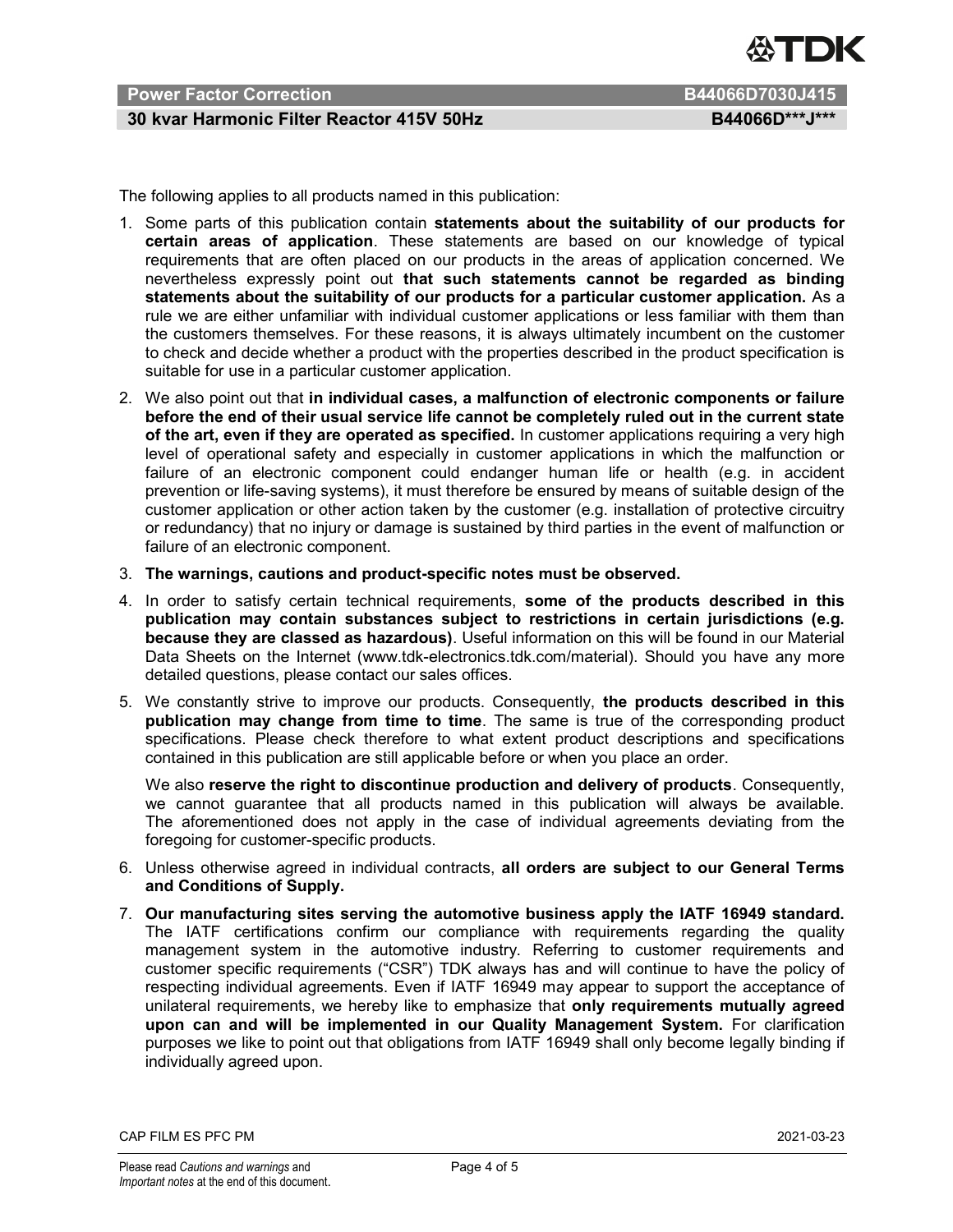The following applies to all products named in this publication:

1. Some parts of this publication contain **statements about the suitability of our products for certain areas of application**. These statements are based on our knowledge of typical requirements that are often placed on our products in the areas of application concerned. We nevertheless expressly point out **that such statements cannot be regarded as binding statements about the suitability of our products for a particular customer application.** As a rule we are either unfamiliar with individual customer applications or less familiar with them than the customers themselves. For these reasons, it is always ultimately incumbent on the customer to check and decide whether a product with the properties described in the product specification is suitable for use in a particular customer application.
2. We also point out that **in individual cases, a malfunction of electronic components or failure before the end of their usual service life cannot be completely ruled out in the current state of the art, even if they are operated as specified.** In customer applications requiring a very high level of operational safety and especially in customer applications in which the malfunction or failure of an electronic component could endanger human life or health (e.g. in accident prevention or life-saving systems), it must therefore be ensured by means of suitable design of the customer application or other action taken by the customer (e.g. installation of protective circuitry or redundancy) that no injury or damage is sustained by third parties in the event of malfunction or failure of an electronic component.
3. **The warnings, cautions and product-specific notes must be observed.**
4. In order to satisfy certain technical requirements, **some of the products described in this publication may contain substances subject to restrictions in certain jurisdictions (e.g. because they are classed as hazardous)**. Useful information on this will be found in our Material Data Sheets on the Internet (www.tdk-electronics.tdk.com/material). Should you have any more detailed questions, please contact our sales offices.
5. We constantly strive to improve our products. Consequently, **the products described in this publication may change from time to time**. The same is true of the corresponding product specifications. Please check therefore to what extent product descriptions and specifications contained in this publication are still applicable before or when you place an order.

   We also **reserve the right to discontinue production and delivery of products**. Consequently, we cannot guarantee that all products named in this publication will always be available. The aforementioned does not apply in the case of individual agreements deviating from the foregoing for customer-specific products.
6. Unless otherwise agreed in individual contracts, **all orders are subject to our General Terms and Conditions of Supply.**
7. **Our manufacturing sites serving the automotive business apply the IATF 16949 standard.** The IATF certifications confirm our compliance with requirements regarding the quality management system in the automotive industry. Referring to customer requirements and customer specific requirements ("CSR") TDK always has and will continue to have the policy of respecting individual agreements. Even if IATF 16949 may appear to support the acceptance of unilateral requirements, we hereby like to emphasize that **only requirements mutually agreed upon can and will be implemented in our Quality Management System.** For clarification purposes we like to point out that obligations from IATF 16949 shall only become legally binding if individually agreed upon.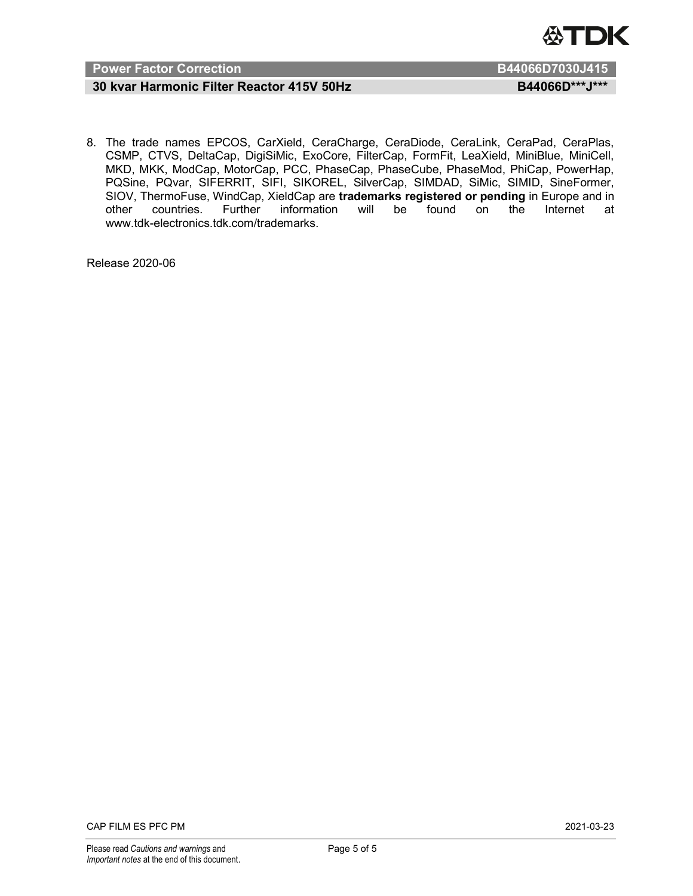8. The trade names EPCOS, CarXield, CeraCharge, CeraDiode, CeraLink, CeraPad, CeraPlas, CSMP, CTVS, DeltaCap, DigiSiMic, ExoCore, FilterCap, FormFit, LeaXield, MiniBlue, MiniCell, MKD, MKK, ModCap, MotorCap, PCC, PhaseCap, PhaseCube, PhaseMod, PhiCap, PowerHap, PQSine, PQvar, SIFERRIT, SIFI, SIKOREL, SilverCap, SIMDAD, SiMic, SIMID, SineFormer, SIOV, ThermoFuse, WindCap, XieldCap are **trademarks registered or pending** in Europe and in other countries. Further information will be found on the Internet at www.tdk-electronics.tdk.com/trademarks.

Release 2020-06